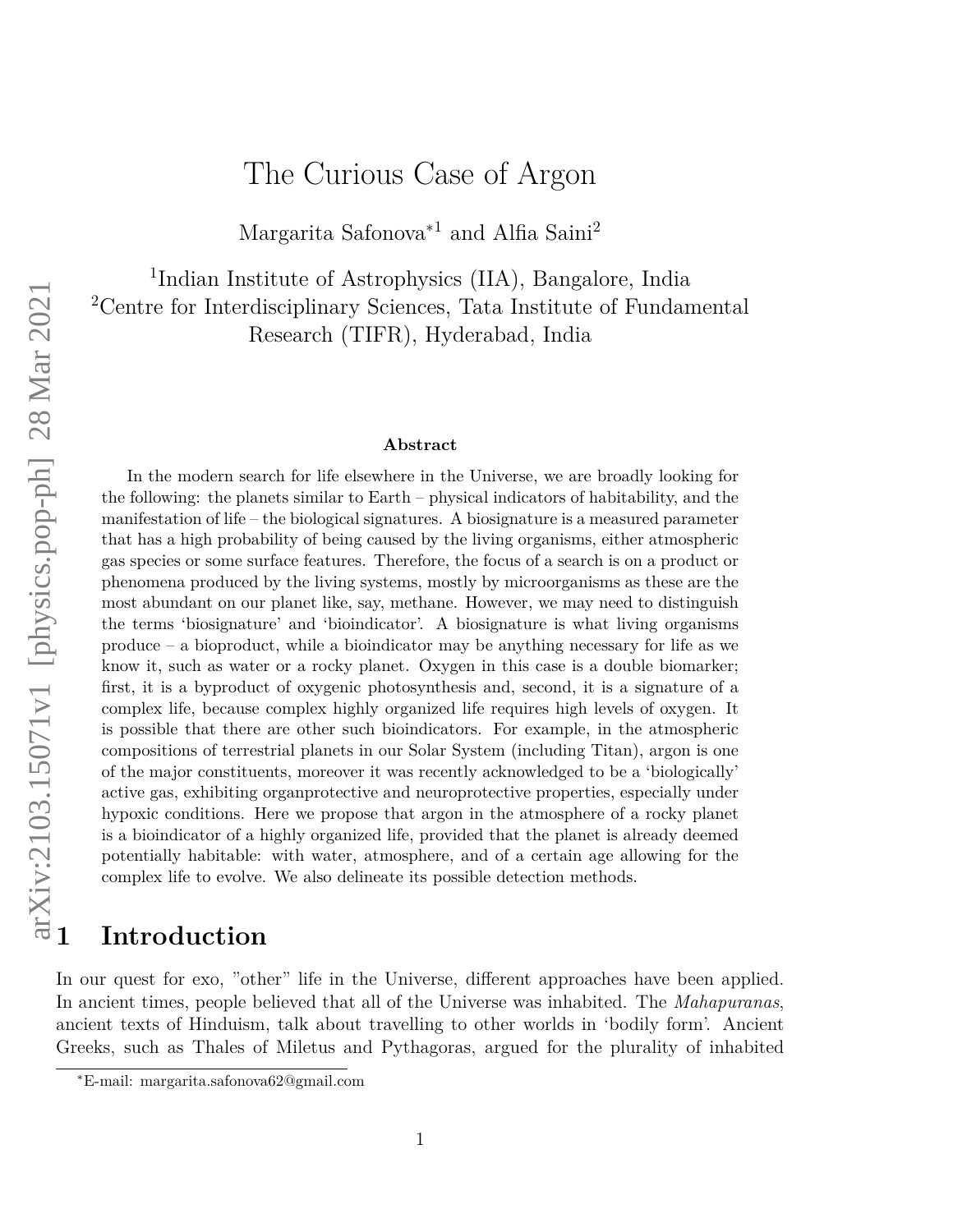# The Curious Case of Argon

Margarita Safonova*[1] and Alfia Saini[2]

[1]Indian Institute of Astrophysics (IIA), Bangalore, India
[2]Centre for Interdisciplinary Sciences, Tata Institute of Fundamental Research (TIFR), Hyderabad, India

### Abstract

In the modern search for life elsewhere in the Universe, we are broadly looking for the following: the planets similar to Earth – physical indicators of habitability, and the manifestation of life – the biological signatures. A biosignature is a measured parameter that has a high probability of being caused by the living organisms, either atmospheric gas species or some surface features. Therefore, the focus of a search is on a product or phenomena produced by the living systems, mostly by microorganisms as these are the most abundant on our planet like, say, methane. However, we may need to distinguish the terms 'biosignature' and 'bioindicator'. A biosignature is what living organisms produce – a bioproduct, while a bioindicator may be anything necessary for life as we know it, such as water or a rocky planet. Oxygen in this case is a double biomarker; first, it is a byproduct of oxygenic photosynthesis and, second, it is a signature of a complex life, because complex highly organized life requires high levels of oxygen. It is possible that there are other such bioindicators. For example, in the atmospheric compositions of terrestrial planets in our Solar System (including Titan), argon is one of the major constituents, moreover it was recently acknowledged to be a 'biologically' active gas, exhibiting organprotective and neuroprotective properties, especially under hypoxic conditions. Here we propose that argon in the atmosphere of a rocky planet is a bioindicator of a highly organized life, provided that the planet is already deemed potentially habitable: with water, atmosphere, and of a certain age allowing for the complex life to evolve. We also delineate its possible detection methods.

## 1 Introduction

In our quest for exo, "other" life in the Universe, different approaches have been applied. In ancient times, people believed that all of the Universe was inhabited. The *Mahapuranas*, ancient texts of Hinduism, talk about travelling to other worlds in 'bodily form'. Ancient Greeks, such as Thales of Miletus and Pythagoras, argued for the plurality of inhabited

*E-mail: margarita.safonova62@gmail.com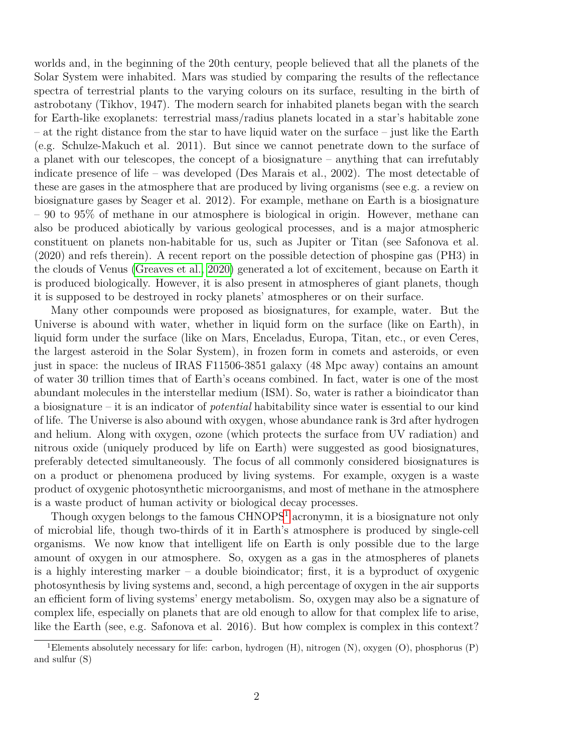worlds and, in the beginning of the 20th century, people believed that all the planets of the Solar System were inhabited. Mars was studied by comparing the results of the reflectance spectra of terrestrial plants to the varying colours on its surface, resulting in the birth of astrobotany (Tikhov, 1947). The modern search for inhabited planets began with the search for Earth-like exoplanets: terrestrial mass/radius planets located in a star's habitable zone – at the right distance from the star to have liquid water on the surface – just like the Earth (e.g. Schulze-Makuch et al. 2011). But since we cannot penetrate down to the surface of a planet with our telescopes, the concept of a biosignature – anything that can irrefutably indicate presence of life – was developed (Des Marais et al., 2002). The most detectable of these are gases in the atmosphere that are produced by living organisms (see e.g. a review on biosignature gases by Seager et al. 2012). For example, methane on Earth is a biosignature – 90 to 95% of methane in our atmosphere is biological in origin. However, methane can also be produced abiotically by various geological processes, and is a major atmospheric constituent on planets non-habitable for us, such as Jupiter or Titan (see Safonova et al. (2020) and refs therein). A recent report on the possible detection of phospine gas (PH3) in the clouds of Venus (Greaves et al., 2020) generated a lot of excitement, because on Earth it is produced biologically. However, it is also present in atmospheres of giant planets, though it is supposed to be destroyed in rocky planets' atmospheres or on their surface.

Many other compounds were proposed as biosignatures, for example, water. But the Universe is abound with water, whether in liquid form on the surface (like on Earth), in liquid form under the surface (like on Mars, Enceladus, Europa, Titan, etc., or even Ceres, the largest asteroid in the Solar System), in frozen form in comets and asteroids, or even just in space: the nucleus of IRAS F11506-3851 galaxy (48 Mpc away) contains an amount of water 30 trillion times that of Earth's oceans combined. In fact, water is one of the most abundant molecules in the interstellar medium (ISM). So, water is rather a bioindicator than a biosignature – it is an indicator of *potential* habitability since water is essential to our kind of life. The Universe is also abound with oxygen, whose abundance rank is 3rd after hydrogen and helium. Along with oxygen, ozone (which protects the surface from UV radiation) and nitrous oxide (uniquely produced by life on Earth) were suggested as good biosignatures, preferably detected simultaneously. The focus of all commonly considered biosignatures is on a product or phenomena produced by living systems. For example, oxygen is a waste product of oxygenic photosynthetic microorganisms, and most of methane in the atmosphere is a waste product of human activity or biological decay processes.

Though oxygen belongs to the famous CHNOPS[1] acronymn, it is a biosignature not only of microbial life, though two-thirds of it in Earth's atmosphere is produced by single-cell organisms. We now know that intelligent life on Earth is only possible due to the large amount of oxygen in our atmosphere. So, oxygen as a gas in the atmospheres of planets is a highly interesting marker – a double bioindicator; first, it is a byproduct of oxygenic photosynthesis by living systems and, second, a high percentage of oxygen in the air supports an efficient form of living systems' energy metabolism. So, oxygen may also be a signature of complex life, especially on planets that are old enough to allow for that complex life to arise, like the Earth (see, e.g. Safonova et al. 2016). But how complex is complex in this context?

[1] Elements absolutely necessary for life: carbon, hydrogen (H), nitrogen (N), oxygen (O), phosphorus (P) and sulfur (S)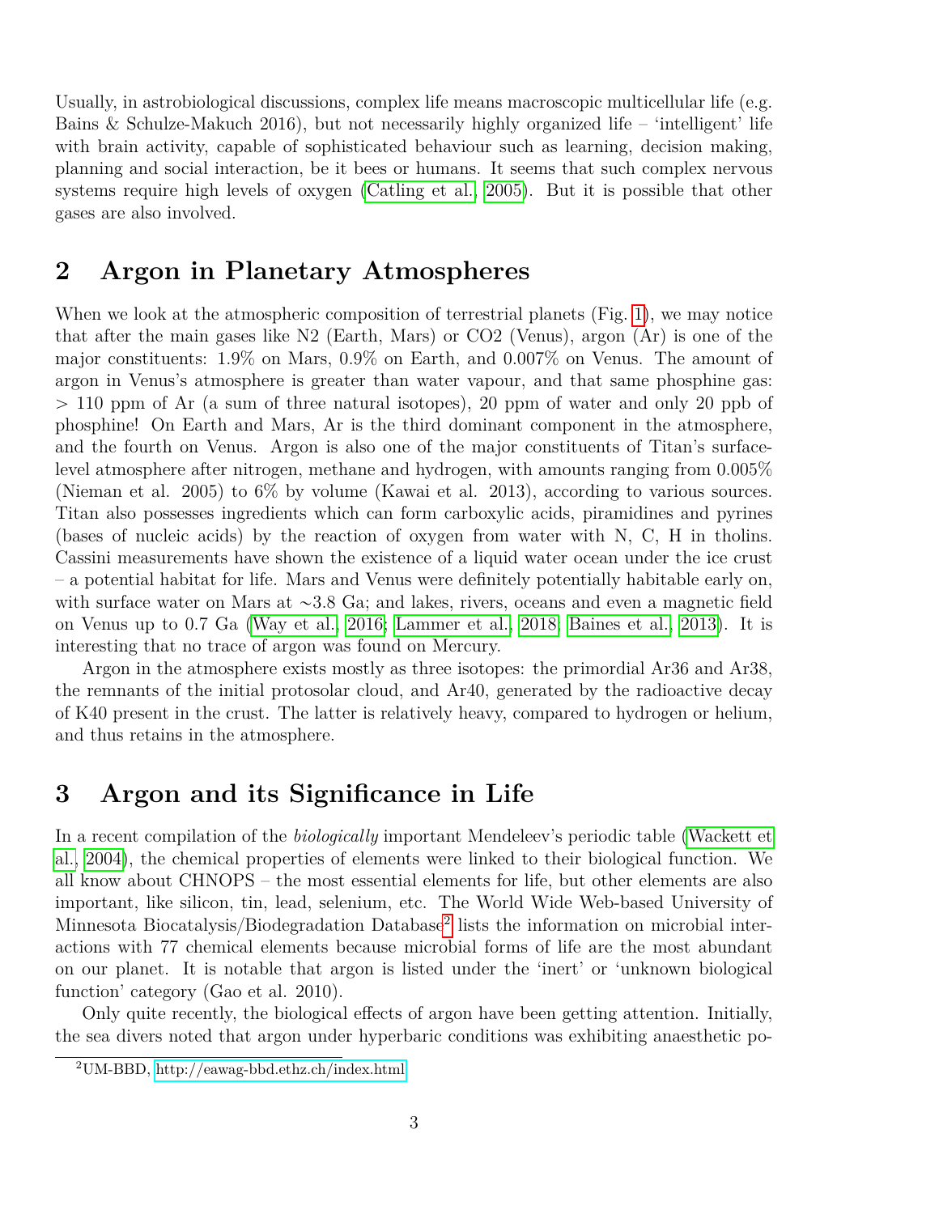Usually, in astrobiological discussions, complex life means macroscopic multicellular life (e.g. Bains & Schulze-Makuch 2016), but not necessarily highly organized life – 'intelligent' life with brain activity, capable of sophisticated behaviour such as learning, decision making, planning and social interaction, be it bees or humans. It seems that such complex nervous systems require high levels of oxygen (Catling et al., 2005). But it is possible that other gases are also involved.

## 2 Argon in Planetary Atmospheres

When we look at the atmospheric composition of terrestrial planets (Fig. 1), we may notice that after the main gases like N2 (Earth, Mars) or CO2 (Venus), argon (Ar) is one of the major constituents: 1.9% on Mars, 0.9% on Earth, and 0.007% on Venus. The amount of argon in Venus's atmosphere is greater than water vapour, and that same phosphine gas: > 110 ppm of Ar (a sum of three natural isotopes), 20 ppm of water and only 20 ppb of phosphine! On Earth and Mars, Ar is the third dominant component in the atmosphere, and the fourth on Venus. Argon is also one of the major constituents of Titan's surface-level atmosphere after nitrogen, methane and hydrogen, with amounts ranging from 0.005% (Nieman et al. 2005) to 6% by volume (Kawai et al. 2013), according to various sources. Titan also possesses ingredients which can form carboxylic acids, piramidines and pyrines (bases of nucleic acids) by the reaction of oxygen from water with N, C, H in tholins. Cassini measurements have shown the existence of a liquid water ocean under the ice crust – a potential habitat for life. Mars and Venus were definitely potentially habitable early on, with surface water on Mars at ∼3.8 Ga; and lakes, rivers, oceans and even a magnetic field on Venus up to 0.7 Ga (Way et al., 2016; Lammer et al., 2018; Baines et al., 2013). It is interesting that no trace of argon was found on Mercury.

Argon in the atmosphere exists mostly as three isotopes: the primordial Ar36 and Ar38, the remnants of the initial protosolar cloud, and Ar40, generated by the radioactive decay of K40 present in the crust. The latter is relatively heavy, compared to hydrogen or helium, and thus retains in the atmosphere.

## 3 Argon and its Significance in Life

In a recent compilation of the *biologically* important Mendeleev's periodic table (Wackett et al., 2004), the chemical properties of elements were linked to their biological function. We all know about CHNOPS – the most essential elements for life, but other elements are also important, like silicon, tin, lead, selenium, etc. The World Wide Web-based University of Minnesota Biocatalysis/Biodegradation Database[2] lists the information on microbial interactions with 77 chemical elements because microbial forms of life are the most abundant on our planet. It is notable that argon is listed under the 'inert' or 'unknown biological function' category (Gao et al. 2010).

Only quite recently, the biological effects of argon have been getting attention. Initially, the sea divers noted that argon under hyperbaric conditions was exhibiting anaesthetic po-

[2] UM-BBD, http://eawag-bbd.ethz.ch/index.html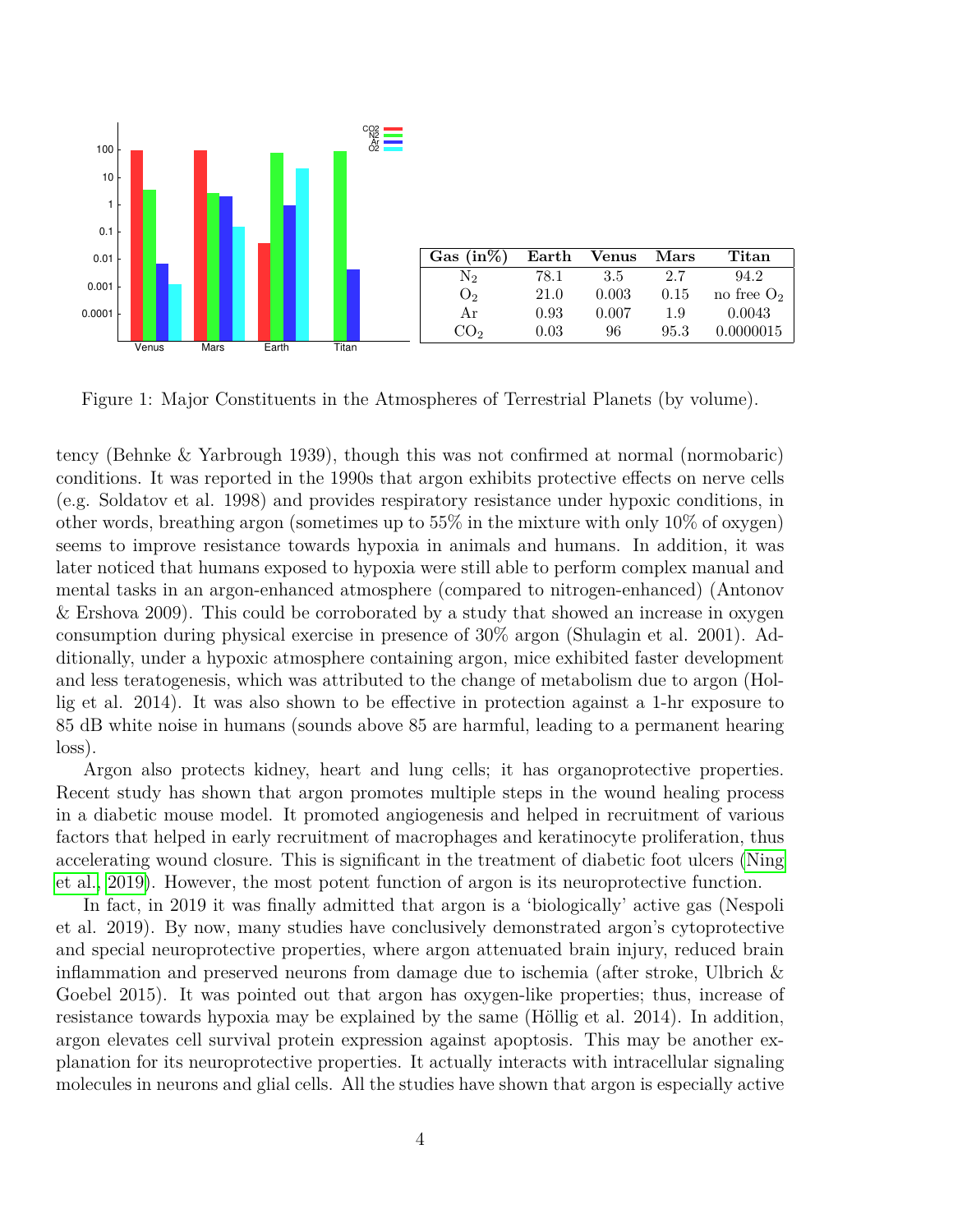| Gas (in%) | Earth | Venus | Mars | Titan |
|---|---|---|---|---|
| $N_2$ | 78.1 | 3.5 | 2.7 | 94.2 |
| $O_2$ | 21.0 | 0.003 | 0.15 | no free $O_2$ |
| Ar | 0.93 | 0.007 | 1.9 | 0.0043 |
| $CO_2$ | 0.03 | 96 | 95.3 | 0.0000015 |

Figure 1: Major Constituents in the Atmospheres of Terrestrial Planets (by volume).

tency (Behnke & Yarbrough 1939), though this was not confirmed at normal (normobaric) conditions. It was reported in the 1990s that argon exhibits protective effects on nerve cells (e.g. Soldatov et al. 1998) and provides respiratory resistance under hypoxic conditions, in other words, breathing argon (sometimes up to 55% in the mixture with only 10% of oxygen) seems to improve resistance towards hypoxia in animals and humans. In addition, it was later noticed that humans exposed to hypoxia were still able to perform complex manual and mental tasks in an argon-enhanced atmosphere (compared to nitrogen-enhanced) (Antonov & Ershova 2009). This could be corroborated by a study that showed an increase in oxygen consumption during physical exercise in presence of 30% argon (Shulagin et al. 2001). Additionally, under a hypoxic atmosphere containing argon, mice exhibited faster development and less teratogenesis, which was attributed to the change of metabolism due to argon (Hollig et al. 2014). It was also shown to be effective in protection against a 1-hr exposure to 85 dB white noise in humans (sounds above 85 are harmful, leading to a permanent hearing loss).

Argon also protects kidney, heart and lung cells; it has organoprotective properties. Recent study has shown that argon promotes multiple steps in the wound healing process in a diabetic mouse model. It promoted angiogenesis and helped in recruitment of various factors that helped in early recruitment of macrophages and keratinocyte proliferation, thus accelerating wound closure. This is significant in the treatment of diabetic foot ulcers (Ning et al., 2019). However, the most potent function of argon is its neuroprotective function.

In fact, in 2019 it was finally admitted that argon is a 'biologically' active gas (Nespoli et al. 2019). By now, many studies have conclusively demonstrated argon's cytoprotective and special neuroprotective properties, where argon attenuated brain injury, reduced brain inflammation and preserved neurons from damage due to ischemia (after stroke, Ulbrich & Goebel 2015). It was pointed out that argon has oxygen-like properties; thus, increase of resistance towards hypoxia may be explained by the same (Höllig et al. 2014). In addition, argon elevates cell survival protein expression against apoptosis. This may be another explanation for its neuroprotective properties. It actually interacts with intracellular signaling molecules in neurons and glial cells. All the studies have shown that argon is especially active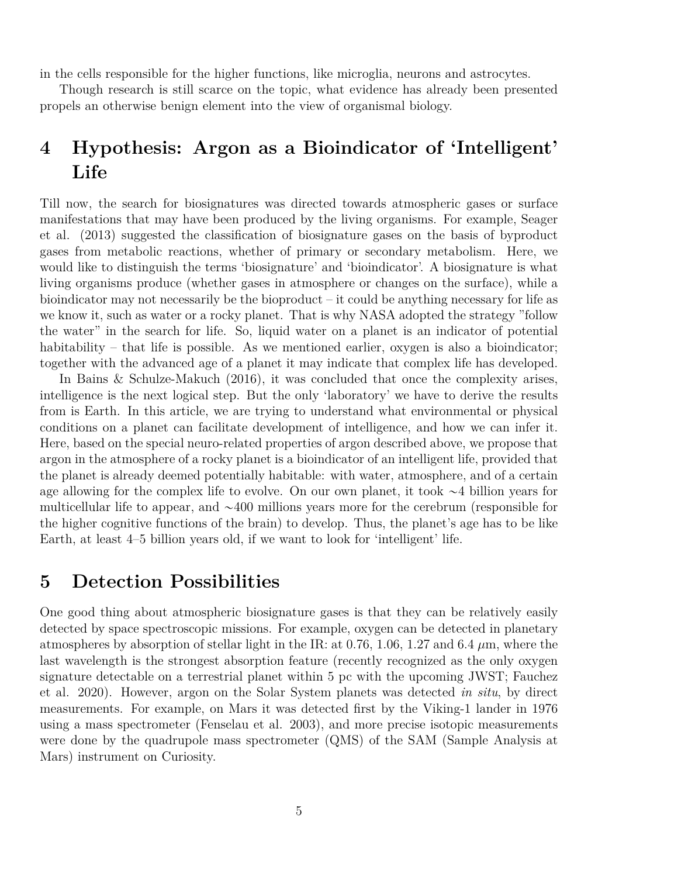in the cells responsible for the higher functions, like microglia, neurons and astrocytes.

Though research is still scarce on the topic, what evidence has already been presented propels an otherwise benign element into the view of organismal biology.

# 4 Hypothesis: Argon as a Bioindicator of 'Intelligent' Life

Till now, the search for biosignatures was directed towards atmospheric gases or surface manifestations that may have been produced by the living organisms. For example, Seager et al. (2013) suggested the classification of biosignature gases on the basis of byproduct gases from metabolic reactions, whether of primary or secondary metabolism. Here, we would like to distinguish the terms 'biosignature' and 'bioindicator'. A biosignature is what living organisms produce (whether gases in atmosphere or changes on the surface), while a bioindicator may not necessarily be the bioproduct – it could be anything necessary for life as we know it, such as water or a rocky planet. That is why NASA adopted the strategy "follow the water" in the search for life. So, liquid water on a planet is an indicator of potential habitability – that life is possible. As we mentioned earlier, oxygen is also a bioindicator; together with the advanced age of a planet it may indicate that complex life has developed.

In Bains & Schulze-Makuch (2016), it was concluded that once the complexity arises, intelligence is the next logical step. But the only 'laboratory' we have to derive the results from is Earth. In this article, we are trying to understand what environmental or physical conditions on a planet can facilitate development of intelligence, and how we can infer it. Here, based on the special neuro-related properties of argon described above, we propose that argon in the atmosphere of a rocky planet is a bioindicator of an intelligent life, provided that the planet is already deemed potentially habitable: with water, atmosphere, and of a certain age allowing for the complex life to evolve. On our own planet, it took $\sim$4 billion years for multicellular life to appear, and $\sim$400 millions years more for the cerebrum (responsible for the higher cognitive functions of the brain) to develop. Thus, the planet's age has to be like Earth, at least 4–5 billion years old, if we want to look for 'intelligent' life.

# 5 Detection Possibilities

One good thing about atmospheric biosignature gases is that they can be relatively easily detected by space spectroscopic missions. For example, oxygen can be detected in planetary atmospheres by absorption of stellar light in the IR: at 0.76, 1.06, 1.27 and 6.4 $\mu$m, where the last wavelength is the strongest absorption feature (recently recognized as the only oxygen signature detectable on a terrestrial planet within 5 pc with the upcoming JWST; Fauchez et al. 2020). However, argon on the Solar System planets was detected *in situ*, by direct measurements. For example, on Mars it was detected first by the Viking-1 lander in 1976 using a mass spectrometer (Fenselau et al. 2003), and more precise isotopic measurements were done by the quadrupole mass spectrometer (QMS) of the SAM (Sample Analysis at Mars) instrument on Curiosity.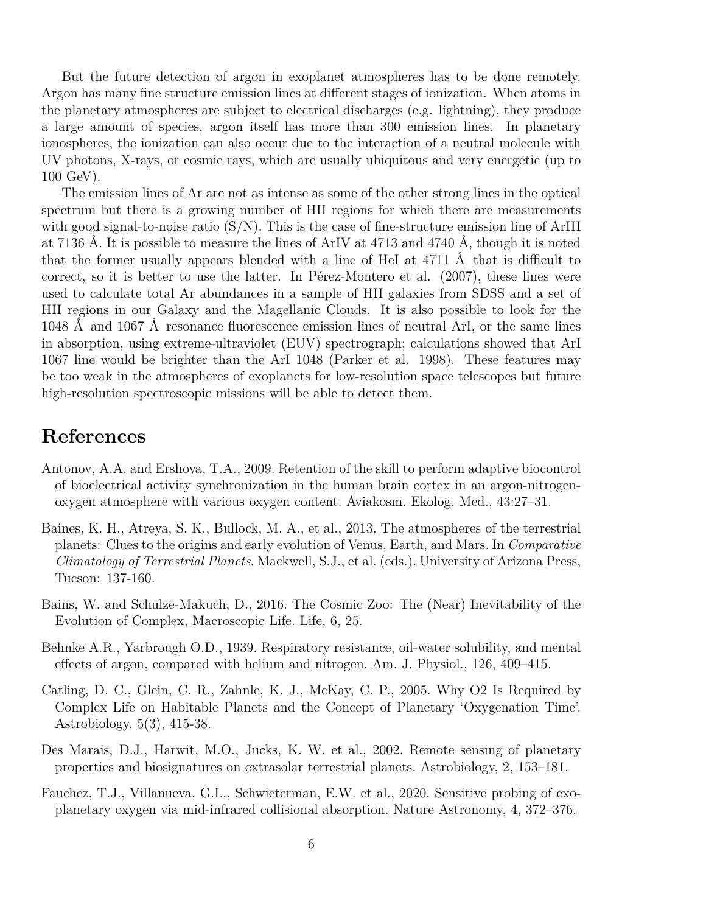But the future detection of argon in exoplanet atmospheres has to be done remotely. Argon has many fine structure emission lines at different stages of ionization. When atoms in the planetary atmospheres are subject to electrical discharges (e.g. lightning), they produce a large amount of species, argon itself has more than 300 emission lines. In planetary ionospheres, the ionization can also occur due to the interaction of a neutral molecule with UV photons, X-rays, or cosmic rays, which are usually ubiquitous and very energetic (up to 100 GeV).

The emission lines of Ar are not as intense as some of the other strong lines in the optical spectrum but there is a growing number of HII regions for which there are measurements with good signal-to-noise ratio (S/N). This is the case of fine-structure emission line of ArIII at 7136 Å. It is possible to measure the lines of ArIV at 4713 and 4740 Å, though it is noted that the former usually appears blended with a line of HeI at 4711 Å that is difficult to correct, so it is better to use the latter. In Pérez-Montero et al. (2007), these lines were used to calculate total Ar abundances in a sample of HII galaxies from SDSS and a set of HII regions in our Galaxy and the Magellanic Clouds. It is also possible to look for the 1048 Å and 1067 Å resonance fluorescence emission lines of neutral ArI, or the same lines in absorption, using extreme-ultraviolet (EUV) spectrograph; calculations showed that ArI 1067 line would be brighter than the ArI 1048 (Parker et al. 1998). These features may be too weak in the atmospheres of exoplanets for low-resolution space telescopes but future high-resolution spectroscopic missions will be able to detect them.

# References

Antonov, A.A. and Ershova, T.A., 2009. Retention of the skill to perform adaptive biocontrol of bioelectrical activity synchronization in the human brain cortex in an argon-nitrogen-oxygen atmosphere with various oxygen content. Aviakosm. Ekolog. Med., 43:27–31.

Baines, K. H., Atreya, S. K., Bullock, M. A., et al., 2013. The atmospheres of the terrestrial planets: Clues to the origins and early evolution of Venus, Earth, and Mars. In *Comparative Climatology of Terrestrial Planets*. Mackwell, S.J., et al. (eds.). University of Arizona Press, Tucson: 137-160.

Bains, W. and Schulze-Makuch, D., 2016. The Cosmic Zoo: The (Near) Inevitability of the Evolution of Complex, Macroscopic Life. Life, 6, 25.

Behnke A.R., Yarbrough O.D., 1939. Respiratory resistance, oil-water solubility, and mental effects of argon, compared with helium and nitrogen. Am. J. Physiol., 126, 409–415.

Catling, D. C., Glein, C. R., Zahnle, K. J., McKay, C. P., 2005. Why O2 Is Required by Complex Life on Habitable Planets and the Concept of Planetary 'Oxygenation Time'. Astrobiology, 5(3), 415-38.

Des Marais, D.J., Harwit, M.O., Jucks, K. W. et al., 2002. Remote sensing of planetary properties and biosignatures on extrasolar terrestrial planets. Astrobiology, 2, 153–181.

Fauchez, T.J., Villanueva, G.L., Schwieterman, E.W. et al., 2020. Sensitive probing of exoplanetary oxygen via mid-infrared collisional absorption. Nature Astronomy, 4, 372–376.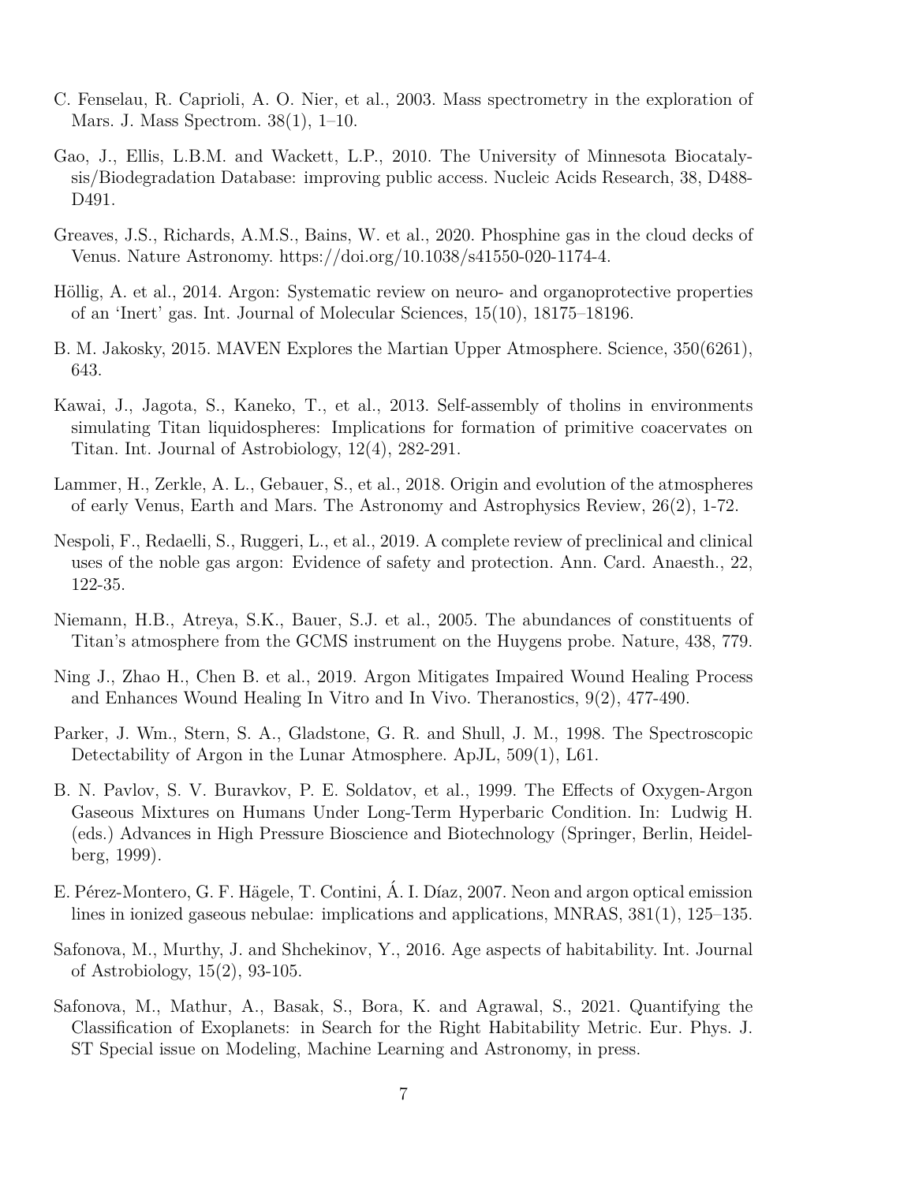C. Fenselau, R. Caprioli, A. O. Nier, et al., 2003. Mass spectrometry in the exploration of Mars. J. Mass Spectrom. 38(1), 1–10.

Gao, J., Ellis, L.B.M. and Wackett, L.P., 2010. The University of Minnesota Biocatalysis/Biodegradation Database: improving public access. Nucleic Acids Research, 38, D488-D491.

Greaves, J.S., Richards, A.M.S., Bains, W. et al., 2020. Phosphine gas in the cloud decks of Venus. Nature Astronomy. https://doi.org/10.1038/s41550-020-1174-4.

Höllig, A. et al., 2014. Argon: Systematic review on neuro- and organoprotective properties of an 'Inert' gas. Int. Journal of Molecular Sciences, 15(10), 18175–18196.

B. M. Jakosky, 2015. MAVEN Explores the Martian Upper Atmosphere. Science, 350(6261), 643.

Kawai, J., Jagota, S., Kaneko, T., et al., 2013. Self-assembly of tholins in environments simulating Titan liquidospheres: Implications for formation of primitive coacervates on Titan. Int. Journal of Astrobiology, 12(4), 282-291.

Lammer, H., Zerkle, A. L., Gebauer, S., et al., 2018. Origin and evolution of the atmospheres of early Venus, Earth and Mars. The Astronomy and Astrophysics Review, 26(2), 1-72.

Nespoli, F., Redaelli, S., Ruggeri, L., et al., 2019. A complete review of preclinical and clinical uses of the noble gas argon: Evidence of safety and protection. Ann. Card. Anaesth., 22, 122-35.

Niemann, H.B., Atreya, S.K., Bauer, S.J. et al., 2005. The abundances of constituents of Titan's atmosphere from the GCMS instrument on the Huygens probe. Nature, 438, 779.

Ning J., Zhao H., Chen B. et al., 2019. Argon Mitigates Impaired Wound Healing Process and Enhances Wound Healing In Vitro and In Vivo. Theranostics, 9(2), 477-490.

Parker, J. Wm., Stern, S. A., Gladstone, G. R. and Shull, J. M., 1998. The Spectroscopic Detectability of Argon in the Lunar Atmosphere. ApJL, 509(1), L61.

B. N. Pavlov, S. V. Buravkov, P. E. Soldatov, et al., 1999. The Effects of Oxygen-Argon Gaseous Mixtures on Humans Under Long-Term Hyperbaric Condition. In: Ludwig H. (eds.) Advances in High Pressure Bioscience and Biotechnology (Springer, Berlin, Heidelberg, 1999).

E. Pérez-Montero, G. F. Hägele, T. Contini, Á. I. Díaz, 2007. Neon and argon optical emission lines in ionized gaseous nebulae: implications and applications, MNRAS, 381(1), 125–135.

Safonova, M., Murthy, J. and Shchekinov, Y., 2016. Age aspects of habitability. Int. Journal of Astrobiology, 15(2), 93-105.

Safonova, M., Mathur, A., Basak, S., Bora, K. and Agrawal, S., 2021. Quantifying the Classification of Exoplanets: in Search for the Right Habitability Metric. Eur. Phys. J. ST Special issue on Modeling, Machine Learning and Astronomy, in press.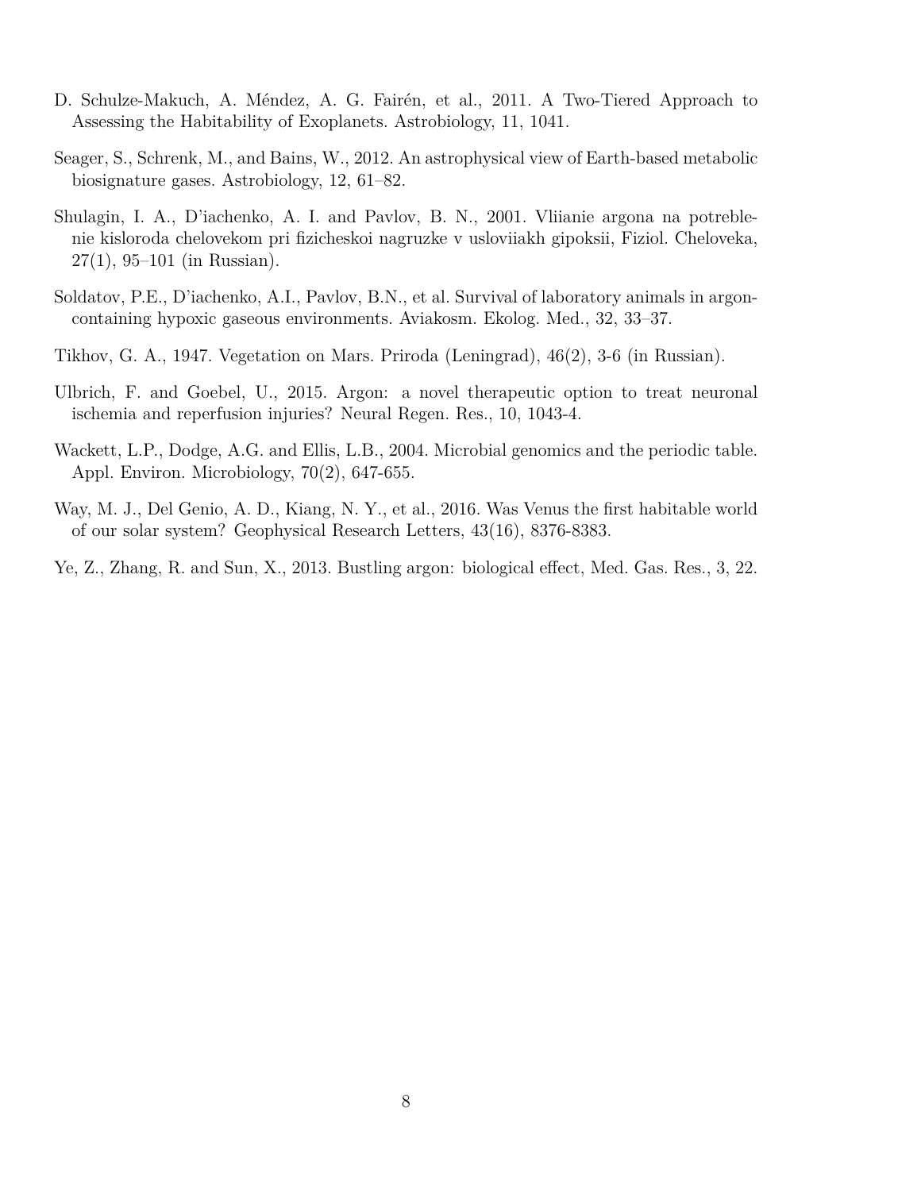D. Schulze-Makuch, A. Méndez, A. G. Fairén, et al., 2011. A Two-Tiered Approach to Assessing the Habitability of Exoplanets. Astrobiology, 11, 1041.

Seager, S., Schrenk, M., and Bains, W., 2012. An astrophysical view of Earth-based metabolic biosignature gases. Astrobiology, 12, 61–82.

Shulagin, I. A., D'iachenko, A. I. and Pavlov, B. N., 2001. Vliianie argona na potreblenie kisloroda chelovekom pri fizicheskoi nagruzke v usloviiakh gipoksii, Fiziol. Cheloveka, 27(1), 95–101 (in Russian).

Soldatov, P.E., D'iachenko, A.I., Pavlov, B.N., et al. Survival of laboratory animals in argon-containing hypoxic gaseous environments. Aviakosm. Ekolog. Med., 32, 33–37.

Tikhov, G. A., 1947. Vegetation on Mars. Priroda (Leningrad), 46(2), 3-6 (in Russian).

Ulbrich, F. and Goebel, U., 2015. Argon: a novel therapeutic option to treat neuronal ischemia and reperfusion injuries? Neural Regen. Res., 10, 1043-4.

Wackett, L.P., Dodge, A.G. and Ellis, L.B., 2004. Microbial genomics and the periodic table. Appl. Environ. Microbiology, 70(2), 647-655.

Way, M. J., Del Genio, A. D., Kiang, N. Y., et al., 2016. Was Venus the first habitable world of our solar system? Geophysical Research Letters, 43(16), 8376-8383.

Ye, Z., Zhang, R. and Sun, X., 2013. Bustling argon: biological effect, Med. Gas. Res., 3, 22.